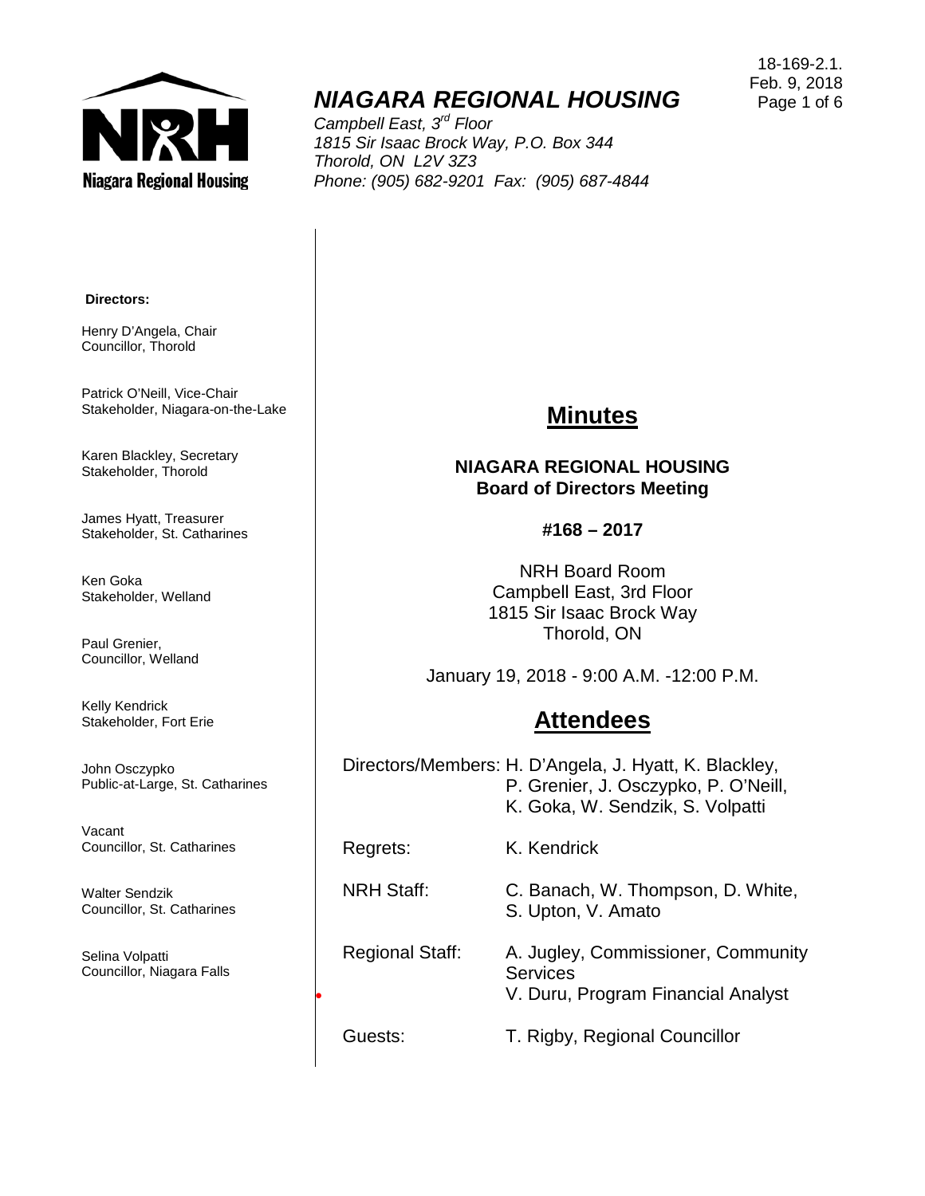18-169-2.1.
Feb. 9, 2018

# NIAGARA REGIONAL HOUSING

*Campbell East, 3rd Floor*
*1815 Sir Isaac Brock Way, P.O. Box 344*
*Thorold, ON L2V 3Z3*
*Phone: (905) 682-9201 Fax: (905) 687-4844*

**Directors:**

Henry D'Angela, Chair
Councillor, Thorold

Patrick O'Neill, Vice-Chair
Stakeholder, Niagara-on-the-Lake

Karen Blackley, Secretary
Stakeholder, Thorold

James Hyatt, Treasurer
Stakeholder, St. Catharines

Ken Goka
Stakeholder, Welland

Paul Grenier,
Councillor, Welland

Kelly Kendrick
Stakeholder, Fort Erie

John Osczypko
Public-at-Large, St. Catharines

Vacant
Councillor, St. Catharines

Walter Sendzik
Councillor, St. Catharines

Selina Volpatti
Councillor, Niagara Falls

## Minutes

**NIAGARA REGIONAL HOUSING**
**Board of Directors Meeting**

**#168 – 2017**

NRH Board Room
Campbell East, 3rd Floor
1815 Sir Isaac Brock Way
Thorold, ON

January 19, 2018 - 9:00 A.M. -12:00 P.M.

## Attendees

| | |
|---|---|
| Directors/Members: | H. D'Angela, J. Hyatt, K. Blackley, P. Grenier, J. Osczypko, P. O'Neill, K. Goka, W. Sendzik, S. Volpatti |
| Regrets: | K. Kendrick |
| NRH Staff: | C. Banach, W. Thompson, D. White, S. Upton, V. Amato |
| Regional Staff: | A. Jugley, Commissioner, Community Services<br>V. Duru, Program Financial Analyst |
| Guests: | T. Rigby, Regional Councillor |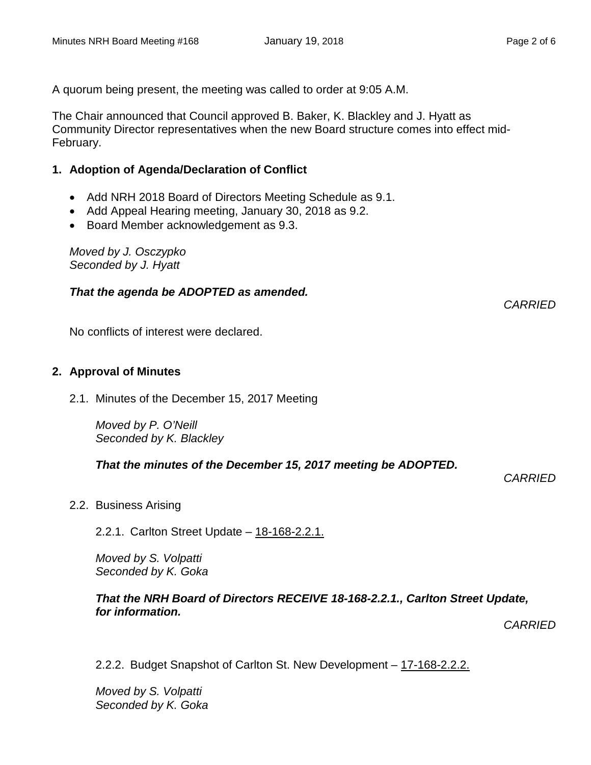A quorum being present, the meeting was called to order at 9:05 A.M.

The Chair announced that Council approved B. Baker, K. Blackley and J. Hyatt as Community Director representatives when the new Board structure comes into effect mid-February.

## 1. Adoption of Agenda/Declaration of Conflict

- Add NRH 2018 Board of Directors Meeting Schedule as 9.1.
- Add Appeal Hearing meeting, January 30, 2018 as 9.2.
- Board Member acknowledgement as 9.3.

*Moved by J. Osczypko*
*Seconded by J. Hyatt*

***That the agenda be ADOPTED as amended.***

*CARRIED*

No conflicts of interest were declared.

## 2. Approval of Minutes

2.1. Minutes of the December 15, 2017 Meeting

*Moved by P. O'Neill*
*Seconded by K. Blackley*

***That the minutes of the December 15, 2017 meeting be ADOPTED.***

*CARRIED*

2.2. Business Arising

2.2.1. Carlton Street Update – 18-168-2.2.1.

*Moved by S. Volpatti*
*Seconded by K. Goka*

***That the NRH Board of Directors RECEIVE 18-168-2.2.1., Carlton Street Update, for information.***

*CARRIED*

2.2.2. Budget Snapshot of Carlton St. New Development – 17-168-2.2.2.

*Moved by S. Volpatti*
*Seconded by K. Goka*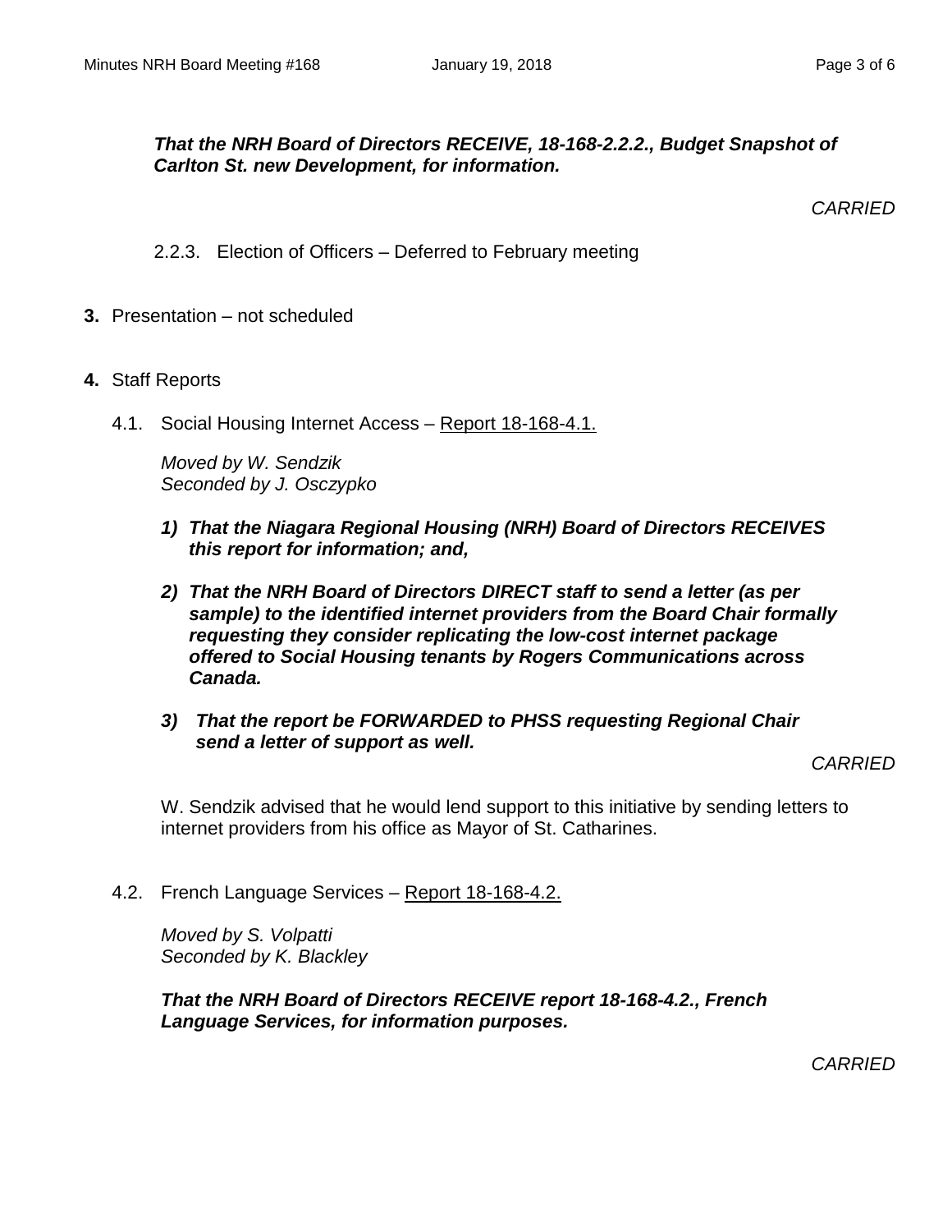***That the NRH Board of Directors RECEIVE, 18-168-2.2.2., Budget Snapshot of Carlton St. new Development, for information.***

*CARRIED*

2.2.3. Election of Officers – Deferred to February meeting

**3.** Presentation – not scheduled

**4.** Staff Reports

4.1. Social Housing Internet Access – Report 18-168-4.1.

*Moved by W. Sendzik*
*Seconded by J. Osczypko*

***1) That the Niagara Regional Housing (NRH) Board of Directors RECEIVES this report for information; and,***

***2) That the NRH Board of Directors DIRECT staff to send a letter (as per sample) to the identified internet providers from the Board Chair formally requesting they consider replicating the low-cost internet package offered to Social Housing tenants by Rogers Communications across Canada.***

***3) That the report be FORWARDED to PHSS requesting Regional Chair send a letter of support as well.***

*CARRIED*

W. Sendzik advised that he would lend support to this initiative by sending letters to internet providers from his office as Mayor of St. Catharines.

4.2. French Language Services – Report 18-168-4.2.

*Moved by S. Volpatti*
*Seconded by K. Blackley*

***That the NRH Board of Directors RECEIVE report 18-168-4.2., French Language Services, for information purposes.***

*CARRIED*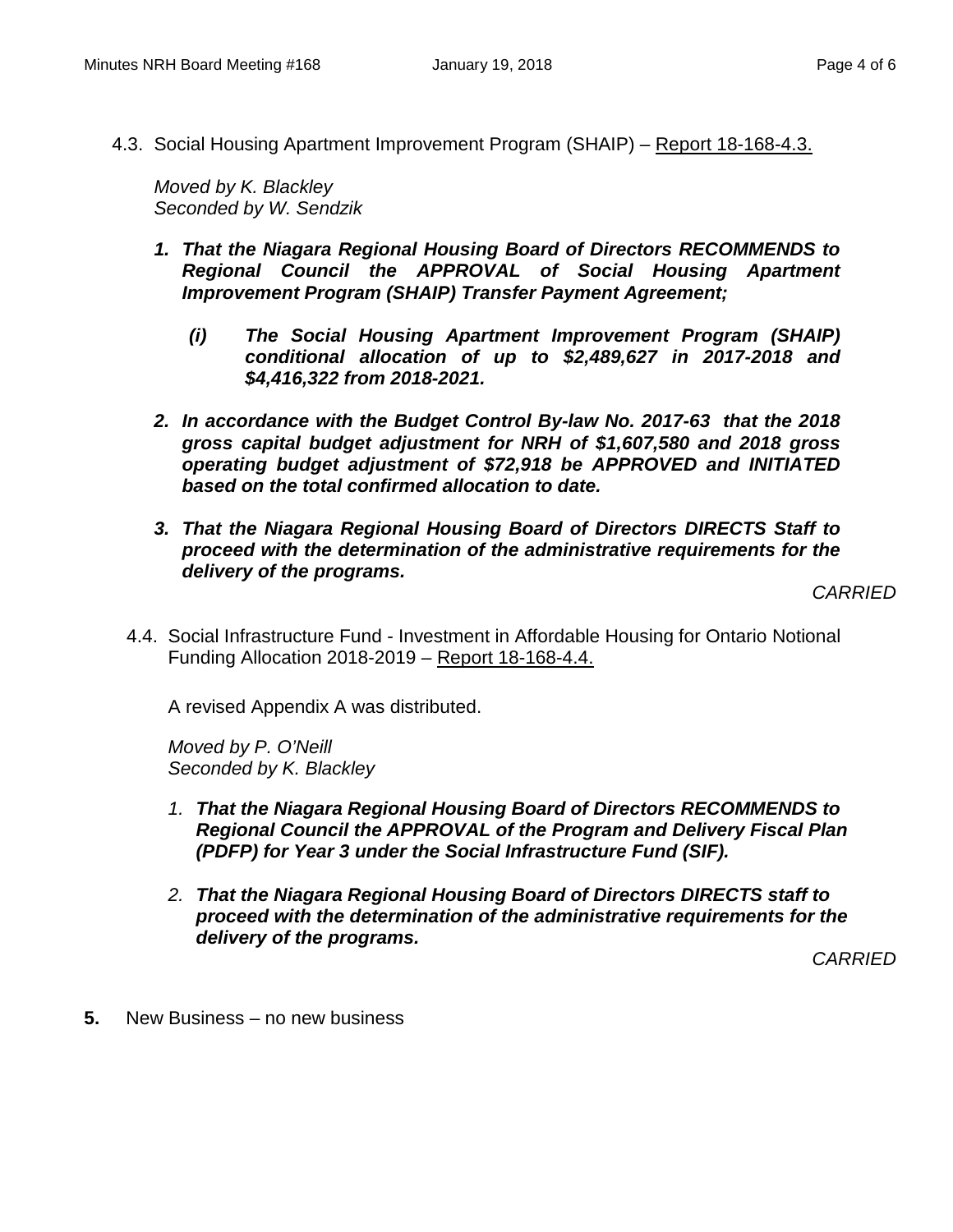4.3. Social Housing Apartment Improvement Program (SHAIP) – Report 18-168-4.3.

*Moved by K. Blackley*
*Seconded by W. Sendzik*

1. ***That the Niagara Regional Housing Board of Directors RECOMMENDS to Regional Council the APPROVAL of Social Housing Apartment Improvement Program (SHAIP) Transfer Payment Agreement;***

   ***(i) The Social Housing Apartment Improvement Program (SHAIP) conditional allocation of up to $2,489,627 in 2017-2018 and $4,416,322 from 2018-2021.***

2. ***In accordance with the Budget Control By-law No. 2017-63 that the 2018 gross capital budget adjustment for NRH of $1,607,580 and 2018 gross operating budget adjustment of $72,918 be APPROVED and INITIATED based on the total confirmed allocation to date.***

3. ***That the Niagara Regional Housing Board of Directors DIRECTS Staff to proceed with the determination of the administrative requirements for the delivery of the programs.***

*CARRIED*

4.4. Social Infrastructure Fund - Investment in Affordable Housing for Ontario Notional Funding Allocation 2018-2019 – Report 18-168-4.4.

A revised Appendix A was distributed.

*Moved by P. O'Neill*
*Seconded by K. Blackley*

1. ***That the Niagara Regional Housing Board of Directors RECOMMENDS to Regional Council the APPROVAL of the Program and Delivery Fiscal Plan (PDFP) for Year 3 under the Social Infrastructure Fund (SIF).***

2. ***That the Niagara Regional Housing Board of Directors DIRECTS staff to proceed with the determination of the administrative requirements for the delivery of the programs.***

*CARRIED*

**5.** New Business – no new business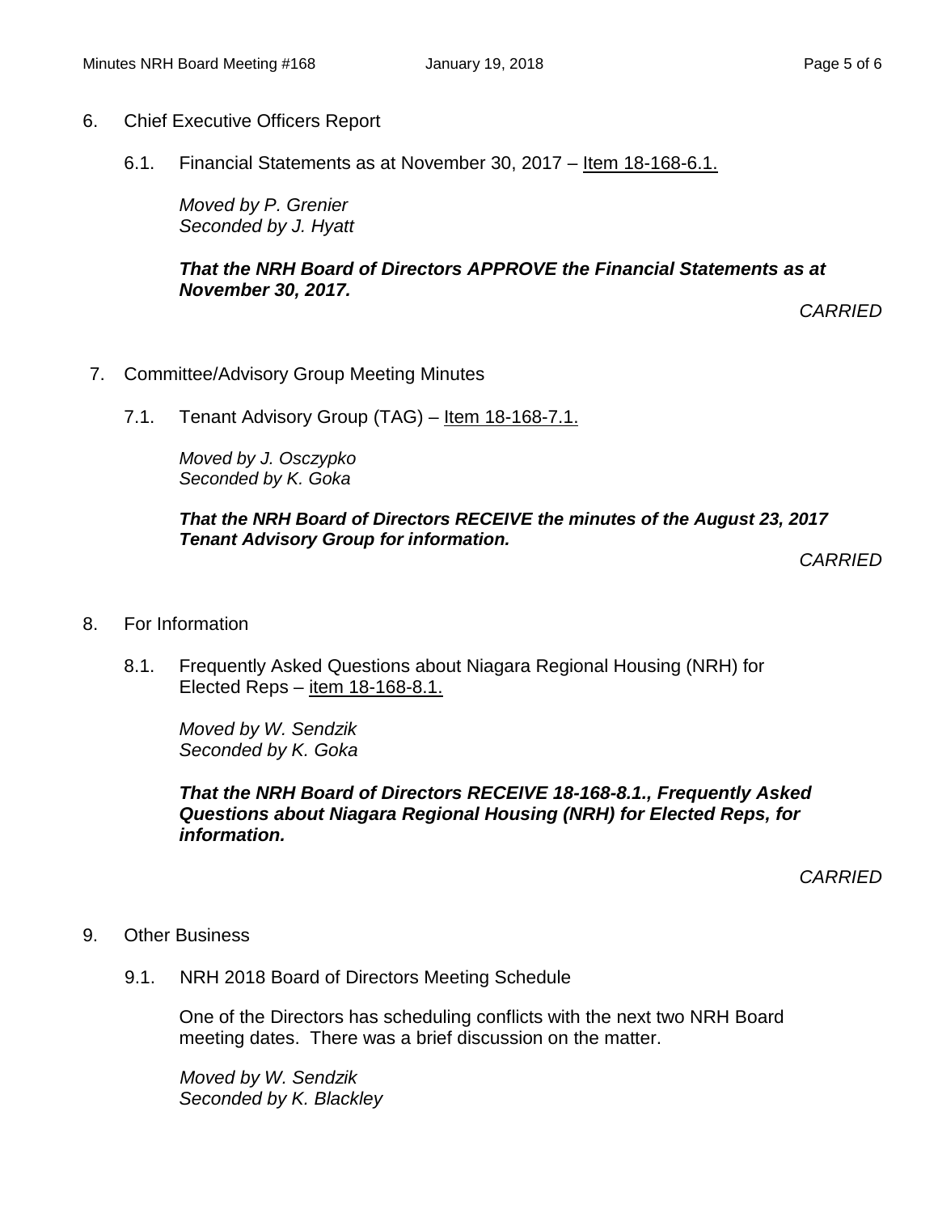6. Chief Executive Officers Report

    6.1. Financial Statements as at November 30, 2017 – Item 18-168-6.1.

    *Moved by P. Grenier*
    *Seconded by J. Hyatt*

    ***That the NRH Board of Directors APPROVE the Financial Statements as at November 30, 2017.***

    *CARRIED*

7. Committee/Advisory Group Meeting Minutes

    7.1. Tenant Advisory Group (TAG) – Item 18-168-7.1.

    *Moved by J. Osczypko*
    *Seconded by K. Goka*

    ***That the NRH Board of Directors RECEIVE the minutes of the August 23, 2017 Tenant Advisory Group for information.***

    *CARRIED*

8. For Information

    8.1. Frequently Asked Questions about Niagara Regional Housing (NRH) for Elected Reps – item 18-168-8.1.

    *Moved by W. Sendzik*
    *Seconded by K. Goka*

    ***That the NRH Board of Directors RECEIVE 18-168-8.1., Frequently Asked Questions about Niagara Regional Housing (NRH) for Elected Reps, for information.***

    *CARRIED*

9. Other Business

    9.1. NRH 2018 Board of Directors Meeting Schedule

    One of the Directors has scheduling conflicts with the next two NRH Board meeting dates. There was a brief discussion on the matter.

    *Moved by W. Sendzik*
    *Seconded by K. Blackley*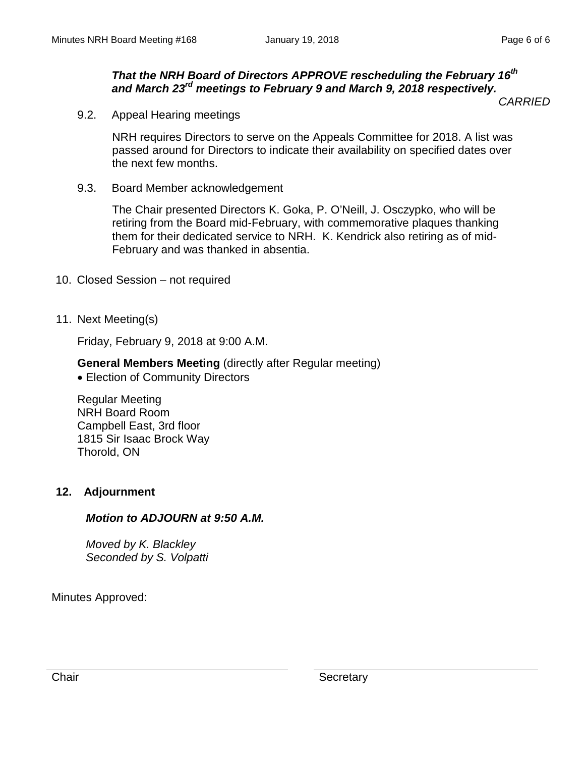***That the NRH Board of Directors APPROVE rescheduling the February 16th and March 23rd meetings to February 9 and March 9, 2018 respectively.***

*CARRIED*

9.2. Appeal Hearing meetings

NRH requires Directors to serve on the Appeals Committee for 2018. A list was passed around for Directors to indicate their availability on specified dates over the next few months.

9.3. Board Member acknowledgement

The Chair presented Directors K. Goka, P. O'Neill, J. Osczypko, who will be retiring from the Board mid-February, with commemorative plaques thanking them for their dedicated service to NRH. K. Kendrick also retiring as of mid-February and was thanked in absentia.

10. Closed Session – not required

11. Next Meeting(s)

Friday, February 9, 2018 at 9:00 A.M.

**General Members Meeting** (directly after Regular meeting)

- Election of Community Directors

Regular Meeting
NRH Board Room
Campbell East, 3rd floor
1815 Sir Isaac Brock Way
Thorold, ON

## 12. Adjournment

***Motion to ADJOURN at 9:50 A.M.***

*Moved by K. Blackley*
*Seconded by S. Volpatti*

Minutes Approved:

| | |
|---|---|
| Chair | Secretary |